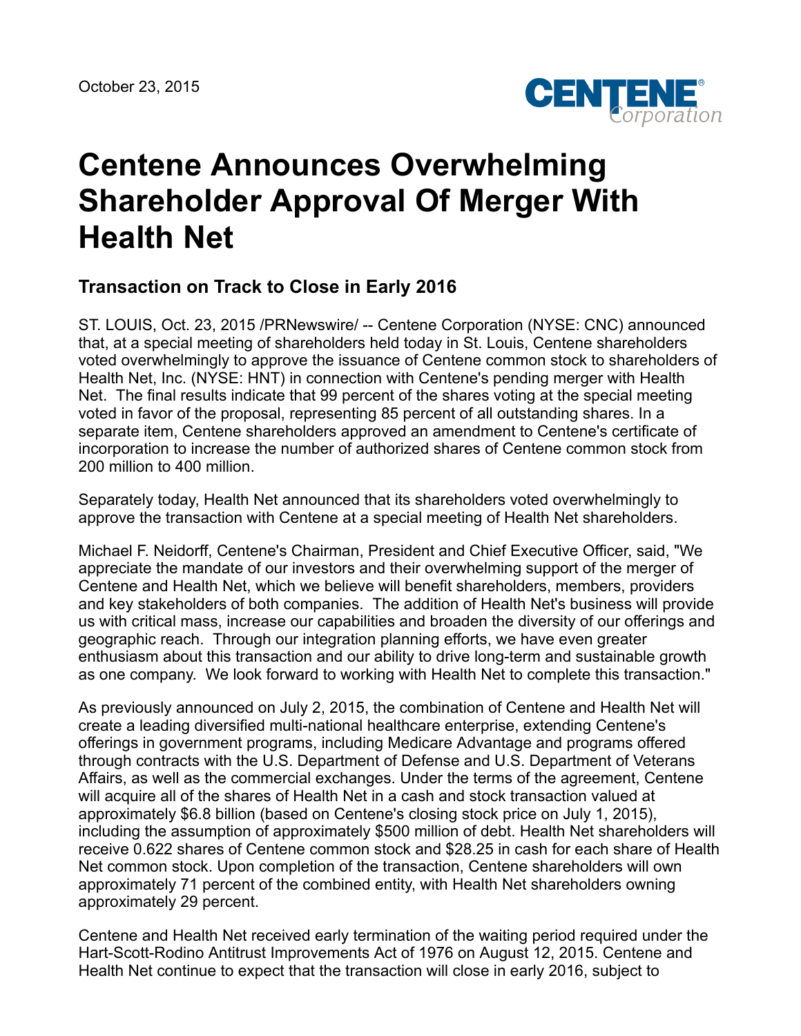October 23, 2015

# Centene Announces Overwhelming Shareholder Approval Of Merger With Health Net

## Transaction on Track to Close in Early 2016

ST. LOUIS, Oct. 23, 2015 /PRNewswire/ -- Centene Corporation (NYSE: CNC) announced that, at a special meeting of shareholders held today in St. Louis, Centene shareholders voted overwhelmingly to approve the issuance of Centene common stock to shareholders of Health Net, Inc. (NYSE: HNT) in connection with Centene's pending merger with Health Net. The final results indicate that 99 percent of the shares voting at the special meeting voted in favor of the proposal, representing 85 percent of all outstanding shares. In a separate item, Centene shareholders approved an amendment to Centene's certificate of incorporation to increase the number of authorized shares of Centene common stock from 200 million to 400 million.

Separately today, Health Net announced that its shareholders voted overwhelmingly to approve the transaction with Centene at a special meeting of Health Net shareholders.

Michael F. Neidorff, Centene's Chairman, President and Chief Executive Officer, said, "We appreciate the mandate of our investors and their overwhelming support of the merger of Centene and Health Net, which we believe will benefit shareholders, members, providers and key stakeholders of both companies. The addition of Health Net's business will provide us with critical mass, increase our capabilities and broaden the diversity of our offerings and geographic reach. Through our integration planning efforts, we have even greater enthusiasm about this transaction and our ability to drive long-term and sustainable growth as one company. We look forward to working with Health Net to complete this transaction."

As previously announced on July 2, 2015, the combination of Centene and Health Net will create a leading diversified multi-national healthcare enterprise, extending Centene's offerings in government programs, including Medicare Advantage and programs offered through contracts with the U.S. Department of Defense and U.S. Department of Veterans Affairs, as well as the commercial exchanges. Under the terms of the agreement, Centene will acquire all of the shares of Health Net in a cash and stock transaction valued at approximately $6.8 billion (based on Centene's closing stock price on July 1, 2015), including the assumption of approximately $500 million of debt. Health Net shareholders will receive 0.622 shares of Centene common stock and $28.25 in cash for each share of Health Net common stock. Upon completion of the transaction, Centene shareholders will own approximately 71 percent of the combined entity, with Health Net shareholders owning approximately 29 percent.

Centene and Health Net received early termination of the waiting period required under the Hart-Scott-Rodino Antitrust Improvements Act of 1976 on August 12, 2015. Centene and Health Net continue to expect that the transaction will close in early 2016, subject to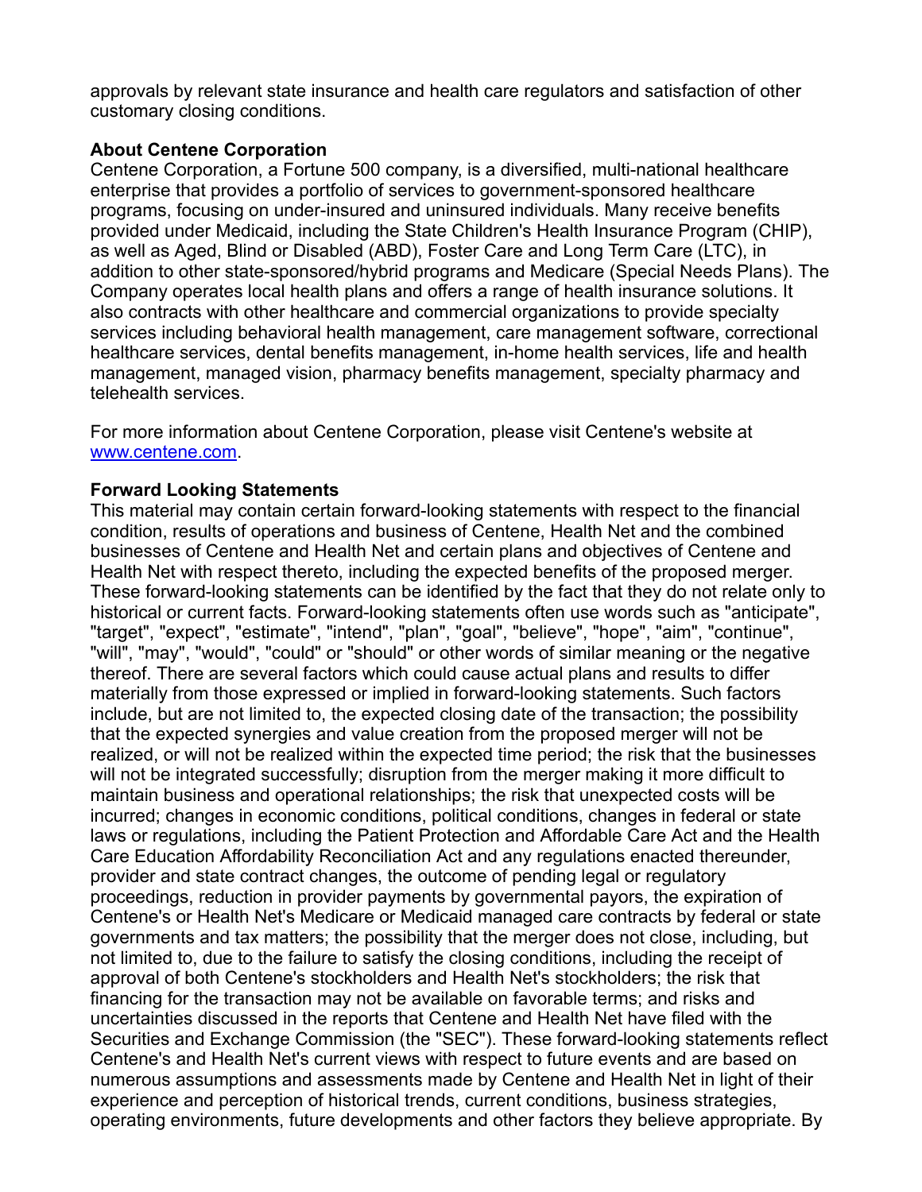approvals by relevant state insurance and health care regulators and satisfaction of other customary closing conditions.

**About Centene Corporation**
Centene Corporation, a Fortune 500 company, is a diversified, multi-national healthcare enterprise that provides a portfolio of services to government-sponsored healthcare programs, focusing on under-insured and uninsured individuals. Many receive benefits provided under Medicaid, including the State Children's Health Insurance Program (CHIP), as well as Aged, Blind or Disabled (ABD), Foster Care and Long Term Care (LTC), in addition to other state-sponsored/hybrid programs and Medicare (Special Needs Plans). The Company operates local health plans and offers a range of health insurance solutions. It also contracts with other healthcare and commercial organizations to provide specialty services including behavioral health management, care management software, correctional healthcare services, dental benefits management, in-home health services, life and health management, managed vision, pharmacy benefits management, specialty pharmacy and telehealth services.

For more information about Centene Corporation, please visit Centene's website at [www.centene.com](http://www.centene.com).

**Forward Looking Statements**
This material may contain certain forward-looking statements with respect to the financial condition, results of operations and business of Centene, Health Net and the combined businesses of Centene and Health Net and certain plans and objectives of Centene and Health Net with respect thereto, including the expected benefits of the proposed merger. These forward-looking statements can be identified by the fact that they do not relate only to historical or current facts. Forward-looking statements often use words such as "anticipate", "target", "expect", "estimate", "intend", "plan", "goal", "believe", "hope", "aim", "continue", "will", "may", "would", "could" or "should" or other words of similar meaning or the negative thereof. There are several factors which could cause actual plans and results to differ materially from those expressed or implied in forward-looking statements. Such factors include, but are not limited to, the expected closing date of the transaction; the possibility that the expected synergies and value creation from the proposed merger will not be realized, or will not be realized within the expected time period; the risk that the businesses will not be integrated successfully; disruption from the merger making it more difficult to maintain business and operational relationships; the risk that unexpected costs will be incurred; changes in economic conditions, political conditions, changes in federal or state laws or regulations, including the Patient Protection and Affordable Care Act and the Health Care Education Affordability Reconciliation Act and any regulations enacted thereunder, provider and state contract changes, the outcome of pending legal or regulatory proceedings, reduction in provider payments by governmental payors, the expiration of Centene's or Health Net's Medicare or Medicaid managed care contracts by federal or state governments and tax matters; the possibility that the merger does not close, including, but not limited to, due to the failure to satisfy the closing conditions, including the receipt of approval of both Centene's stockholders and Health Net's stockholders; the risk that financing for the transaction may not be available on favorable terms; and risks and uncertainties discussed in the reports that Centene and Health Net have filed with the Securities and Exchange Commission (the "SEC"). These forward-looking statements reflect Centene's and Health Net's current views with respect to future events and are based on numerous assumptions and assessments made by Centene and Health Net in light of their experience and perception of historical trends, current conditions, business strategies, operating environments, future developments and other factors they believe appropriate. By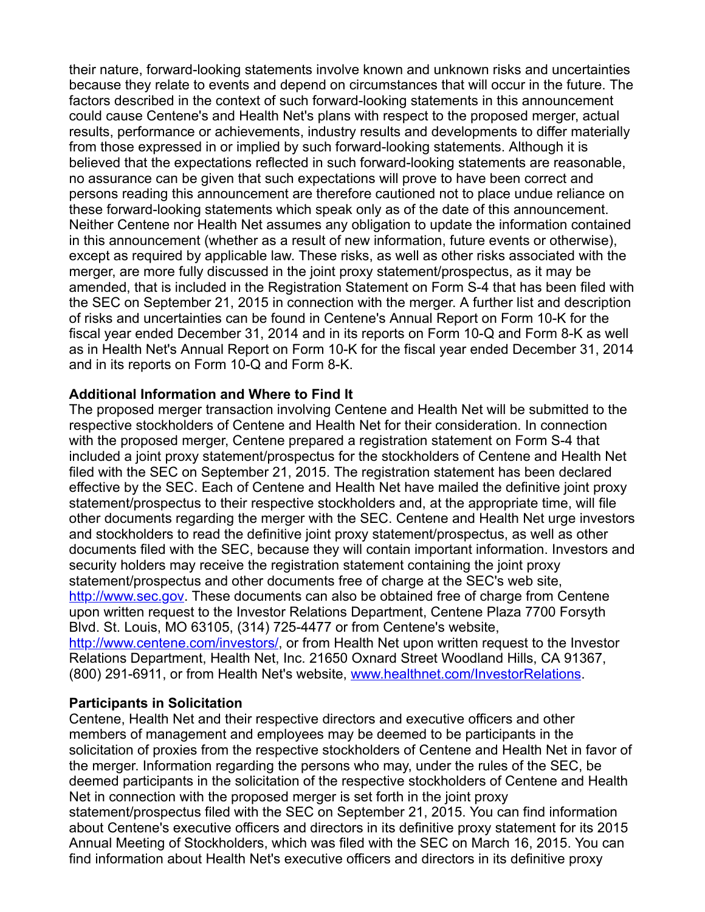their nature, forward-looking statements involve known and unknown risks and uncertainties because they relate to events and depend on circumstances that will occur in the future. The factors described in the context of such forward-looking statements in this announcement could cause Centene's and Health Net's plans with respect to the proposed merger, actual results, performance or achievements, industry results and developments to differ materially from those expressed in or implied by such forward-looking statements. Although it is believed that the expectations reflected in such forward-looking statements are reasonable, no assurance can be given that such expectations will prove to have been correct and persons reading this announcement are therefore cautioned not to place undue reliance on these forward-looking statements which speak only as of the date of this announcement. Neither Centene nor Health Net assumes any obligation to update the information contained in this announcement (whether as a result of new information, future events or otherwise), except as required by applicable law. These risks, as well as other risks associated with the merger, are more fully discussed in the joint proxy statement/prospectus, as it may be amended, that is included in the Registration Statement on Form S-4 that has been filed with the SEC on September 21, 2015 in connection with the merger. A further list and description of risks and uncertainties can be found in Centene's Annual Report on Form 10-K for the fiscal year ended December 31, 2014 and in its reports on Form 10-Q and Form 8-K as well as in Health Net's Annual Report on Form 10-K for the fiscal year ended December 31, 2014 and in its reports on Form 10-Q and Form 8-K.

**Additional Information and Where to Find It**

The proposed merger transaction involving Centene and Health Net will be submitted to the respective stockholders of Centene and Health Net for their consideration. In connection with the proposed merger, Centene prepared a registration statement on Form S-4 that included a joint proxy statement/prospectus for the stockholders of Centene and Health Net filed with the SEC on September 21, 2015. The registration statement has been declared effective by the SEC. Each of Centene and Health Net have mailed the definitive joint proxy statement/prospectus to their respective stockholders and, at the appropriate time, will file other documents regarding the merger with the SEC. Centene and Health Net urge investors and stockholders to read the definitive joint proxy statement/prospectus, as well as other documents filed with the SEC, because they will contain important information. Investors and security holders may receive the registration statement containing the joint proxy statement/prospectus and other documents free of charge at the SEC's web site, http://www.sec.gov. These documents can also be obtained free of charge from Centene upon written request to the Investor Relations Department, Centene Plaza 7700 Forsyth Blvd. St. Louis, MO 63105, (314) 725-4477 or from Centene's website, http://www.centene.com/investors/, or from Health Net upon written request to the Investor Relations Department, Health Net, Inc. 21650 Oxnard Street Woodland Hills, CA 91367, (800) 291-6911, or from Health Net's website, www.healthnet.com/InvestorRelations.

**Participants in Solicitation**

Centene, Health Net and their respective directors and executive officers and other members of management and employees may be deemed to be participants in the solicitation of proxies from the respective stockholders of Centene and Health Net in favor of the merger. Information regarding the persons who may, under the rules of the SEC, be deemed participants in the solicitation of the respective stockholders of Centene and Health Net in connection with the proposed merger is set forth in the joint proxy statement/prospectus filed with the SEC on September 21, 2015. You can find information about Centene's executive officers and directors in its definitive proxy statement for its 2015 Annual Meeting of Stockholders, which was filed with the SEC on March 16, 2015. You can find information about Health Net's executive officers and directors in its definitive proxy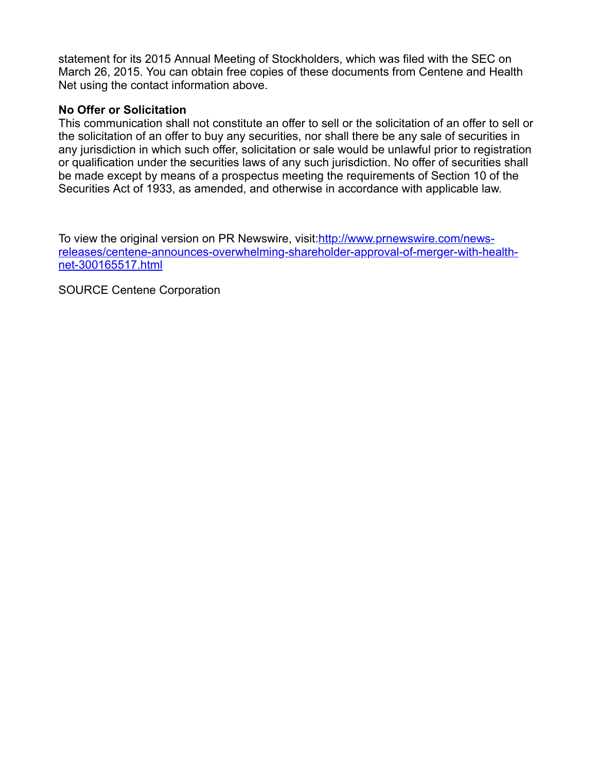statement for its 2015 Annual Meeting of Stockholders, which was filed with the SEC on March 26, 2015. You can obtain free copies of these documents from Centene and Health Net using the contact information above.

**No Offer or Solicitation**

This communication shall not constitute an offer to sell or the solicitation of an offer to sell or the solicitation of an offer to buy any securities, nor shall there be any sale of securities in any jurisdiction in which such offer, solicitation or sale would be unlawful prior to registration or qualification under the securities laws of any such jurisdiction. No offer of securities shall be made except by means of a prospectus meeting the requirements of Section 10 of the Securities Act of 1933, as amended, and otherwise in accordance with applicable law.

To view the original version on PR Newswire, visit:[http://www.prnewswire.com/news-releases/centene-announces-overwhelming-shareholder-approval-of-merger-with-health-net-300165517.html](http://www.prnewswire.com/news-releases/centene-announces-overwhelming-shareholder-approval-of-merger-with-health-net-300165517.html)

SOURCE Centene Corporation